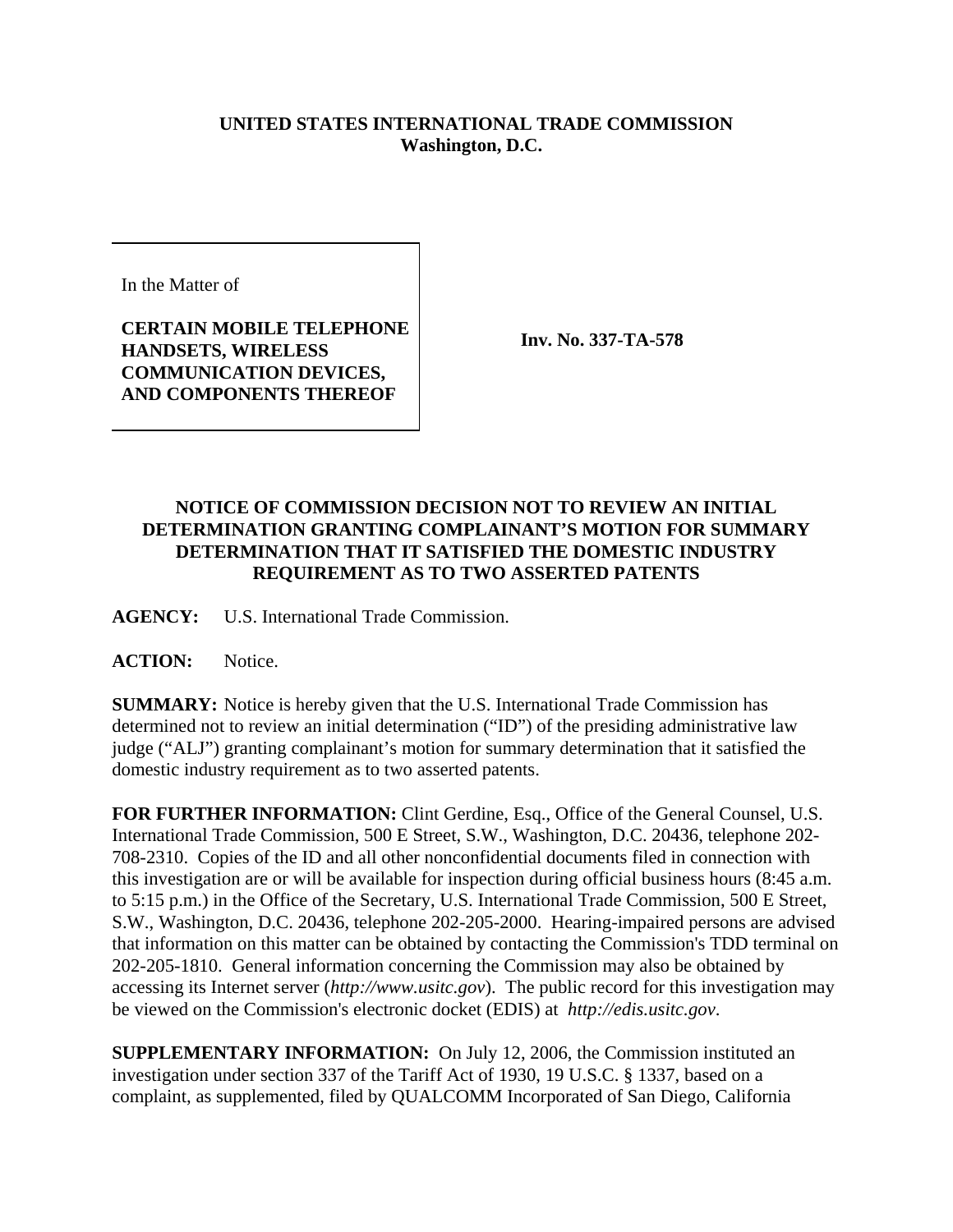**UNITED STATES INTERNATIONAL TRADE COMMISSION**
**Washington, D.C.**

In the Matter of

**CERTAIN MOBILE TELEPHONE HANDSETS, WIRELESS COMMUNICATION DEVICES, AND COMPONENTS THEREOF**

**Inv. No. 337-TA-578**

## NOTICE OF COMMISSION DECISION NOT TO REVIEW AN INITIAL DETERMINATION GRANTING COMPLAINANT'S MOTION FOR SUMMARY DETERMINATION THAT IT SATISFIED THE DOMESTIC INDUSTRY REQUIREMENT AS TO TWO ASSERTED PATENTS

**AGENCY:** U.S. International Trade Commission.

**ACTION:** Notice.

**SUMMARY:** Notice is hereby given that the U.S. International Trade Commission has determined not to review an initial determination ("ID") of the presiding administrative law judge ("ALJ") granting complainant's motion for summary determination that it satisfied the domestic industry requirement as to two asserted patents.

**FOR FURTHER INFORMATION:** Clint Gerdine, Esq., Office of the General Counsel, U.S. International Trade Commission, 500 E Street, S.W., Washington, D.C. 20436, telephone 202-708-2310. Copies of the ID and all other nonconfidential documents filed in connection with this investigation are or will be available for inspection during official business hours (8:45 a.m. to 5:15 p.m.) in the Office of the Secretary, U.S. International Trade Commission, 500 E Street, S.W., Washington, D.C. 20436, telephone 202-205-2000. Hearing-impaired persons are advised that information on this matter can be obtained by contacting the Commission's TDD terminal on 202-205-1810. General information concerning the Commission may also be obtained by accessing its Internet server (*http://www.usitc.gov*). The public record for this investigation may be viewed on the Commission's electronic docket (EDIS) at *http://edis.usitc.gov*.

**SUPPLEMENTARY INFORMATION:** On July 12, 2006, the Commission instituted an investigation under section 337 of the Tariff Act of 1930, 19 U.S.C. § 1337, based on a complaint, as supplemented, filed by QUALCOMM Incorporated of San Diego, California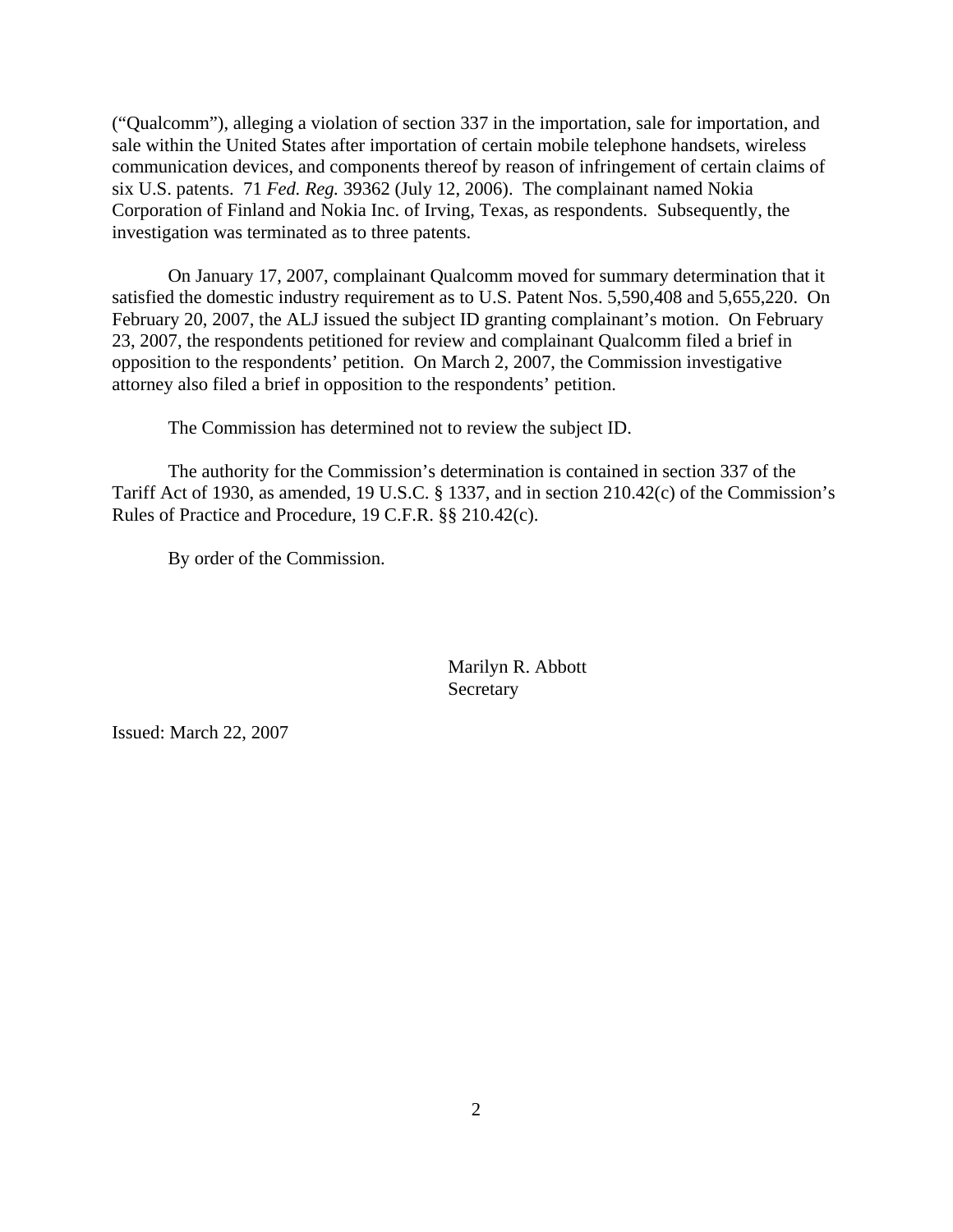(“Qualcomm”), alleging a violation of section 337 in the importation, sale for importation, and sale within the United States after importation of certain mobile telephone handsets, wireless communication devices, and components thereof by reason of infringement of certain claims of six U.S. patents. 71 *Fed. Reg.* 39362 (July 12, 2006). The complainant named Nokia Corporation of Finland and Nokia Inc. of Irving, Texas, as respondents. Subsequently, the investigation was terminated as to three patents.

On January 17, 2007, complainant Qualcomm moved for summary determination that it satisfied the domestic industry requirement as to U.S. Patent Nos. 5,590,408 and 5,655,220. On February 20, 2007, the ALJ issued the subject ID granting complainant’s motion. On February 23, 2007, the respondents petitioned for review and complainant Qualcomm filed a brief in opposition to the respondents’ petition. On March 2, 2007, the Commission investigative attorney also filed a brief in opposition to the respondents’ petition.

The Commission has determined not to review the subject ID.

The authority for the Commission’s determination is contained in section 337 of the Tariff Act of 1930, as amended, 19 U.S.C. § 1337, and in section 210.42(c) of the Commission’s Rules of Practice and Procedure, 19 C.F.R. §§ 210.42(c).

By order of the Commission.

Marilyn R. Abbott
Secretary

Issued: March 22, 2007